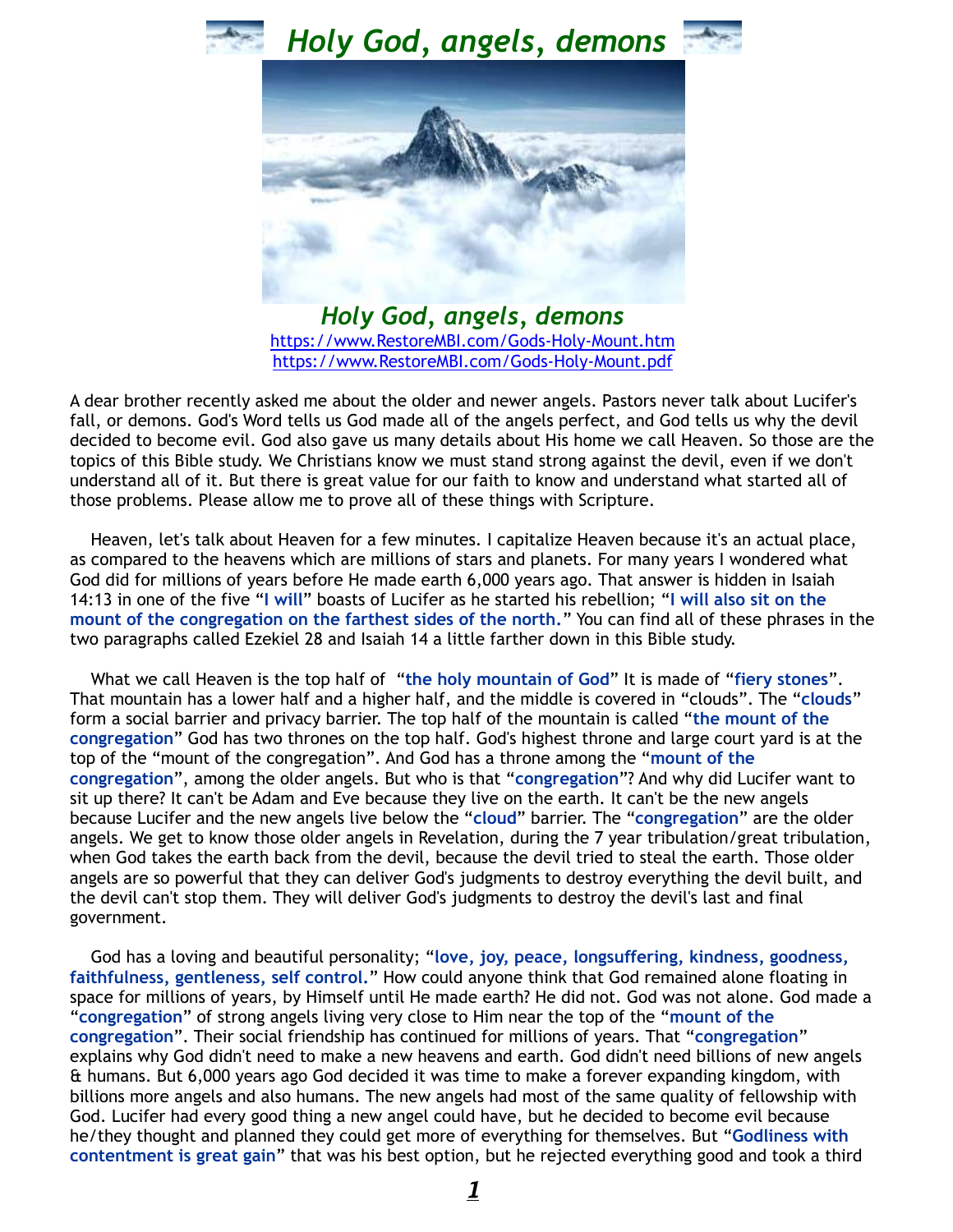# *Holy God, angels, demons*

## *Holy God, angels, demons*

https://www.RestoreMBI.com/Gods-Holy-Mount.htm
https://www.RestoreMBI.com/Gods-Holy-Mount.pdf

A dear brother recently asked me about the older and newer angels. Pastors never talk about Lucifer's fall, or demons. God's Word tells us God made all of the angels perfect, and God tells us why the devil decided to become evil. God also gave us many details about His home we call Heaven. So those are the topics of this Bible study. We Christians know we must stand strong against the devil, even if we don't understand all of it. But there is great value for our faith to know and understand what started all of those problems. Please allow me to prove all of these things with Scripture.

Heaven, let's talk about Heaven for a few minutes. I capitalize Heaven because it's an actual place, as compared to the heavens which are millions of stars and planets. For many years I wondered what God did for millions of years before He made earth 6,000 years ago. That answer is hidden in Isaiah 14:13 in one of the five "**I will**" boasts of Lucifer as he started his rebellion; "**I will also sit on the mount of the congregation on the farthest sides of the north.**" You can find all of these phrases in the two paragraphs called Ezekiel 28 and Isaiah 14 a little farther down in this Bible study.

What we call Heaven is the top half of "**the holy mountain of God**" It is made of "**fiery stones**". That mountain has a lower half and a higher half, and the middle is covered in "clouds". The "**clouds**" form a social barrier and privacy barrier. The top half of the mountain is called "**the mount of the congregation**" God has two thrones on the top half. God's highest throne and large court yard is at the top of the "mount of the congregation". And God has a throne among the "**mount of the congregation**", among the older angels. But who is that "**congregation**"? And why did Lucifer want to sit up there? It can't be Adam and Eve because they live on the earth. It can't be the new angels because Lucifer and the new angels live below the "**cloud**" barrier. The "**congregation**" are the older angels. We get to know those older angels in Revelation, during the 7 year tribulation/great tribulation, when God takes the earth back from the devil, because the devil tried to steal the earth. Those older angels are so powerful that they can deliver God's judgments to destroy everything the devil built, and the devil can't stop them. They will deliver God's judgments to destroy the devil's last and final government.

God has a loving and beautiful personality; "**love, joy, peace, longsuffering, kindness, goodness, faithfulness, gentleness, self control.**" How could anyone think that God remained alone floating in space for millions of years, by Himself until He made earth? He did not. God was not alone. God made a "**congregation**" of strong angels living very close to Him near the top of the "**mount of the congregation**". Their social friendship has continued for millions of years. That "**congregation**" explains why God didn't need to make a new heavens and earth. God didn't need billions of new angels & humans. But 6,000 years ago God decided it was time to make a forever expanding kingdom, with billions more angels and also humans. The new angels had most of the same quality of fellowship with God. Lucifer had every good thing a new angel could have, but he decided to become evil because he/they thought and planned they could get more of everything for themselves. But "**Godliness with contentment is great gain**" that was his best option, but he rejected everything good and took a third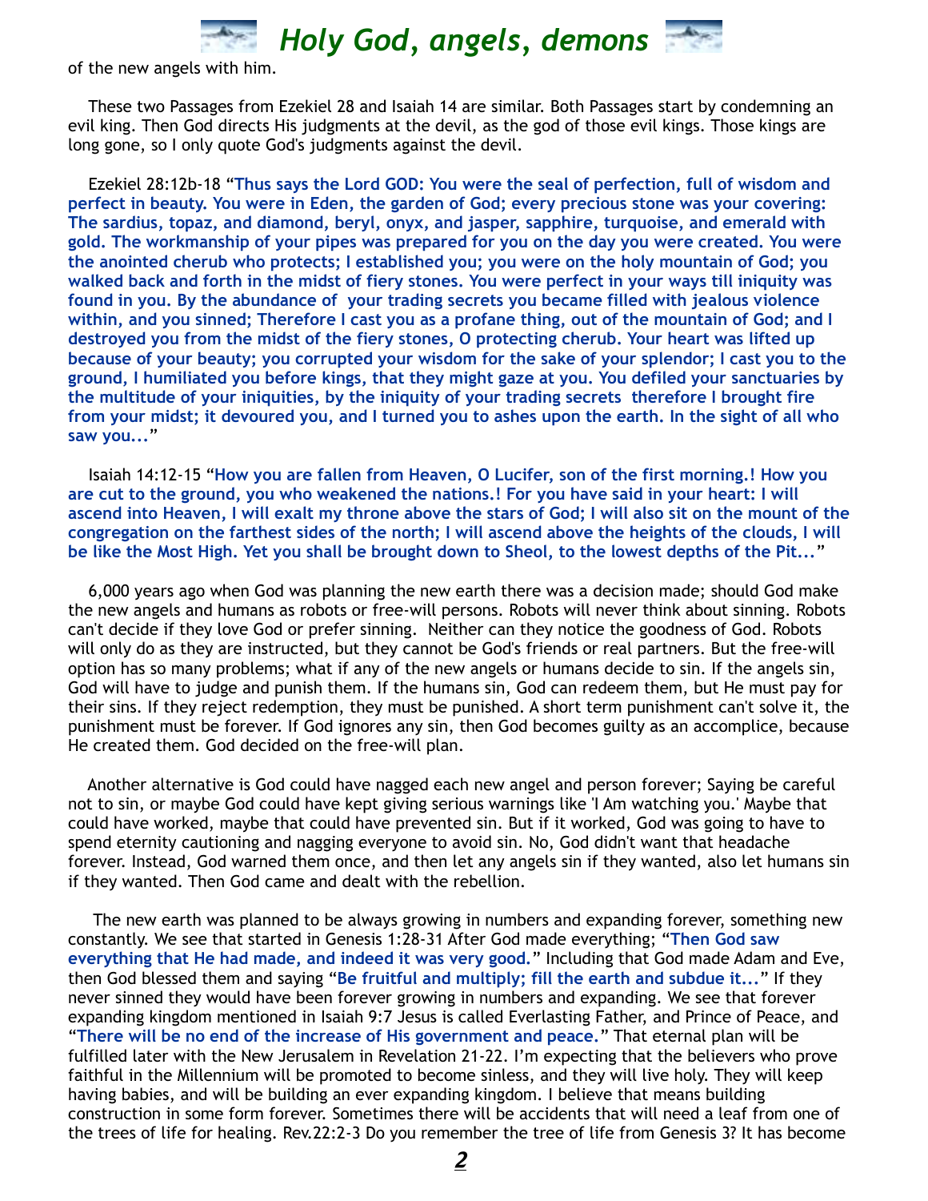of the new angels with him.

These two Passages from Ezekiel 28 and Isaiah 14 are similar. Both Passages start by condemning an evil king. Then God directs His judgments at the devil, as the god of those evil kings. Those kings are long gone, so I only quote God's judgments against the devil.

Ezekiel 28:12b-18 "**Thus says the Lord GOD: You were the seal of perfection, full of wisdom and perfect in beauty. You were in Eden, the garden of God; every precious stone was your covering: The sardius, topaz, and diamond, beryl, onyx, and jasper, sapphire, turquoise, and emerald with gold. The workmanship of your pipes was prepared for you on the day you were created. You were the anointed cherub who protects; I established you; you were on the holy mountain of God; you walked back and forth in the midst of fiery stones. You were perfect in your ways till iniquity was found in you. By the abundance of your trading secrets you became filled with jealous violence within, and you sinned; Therefore I cast you as a profane thing, out of the mountain of God; and I destroyed you from the midst of the fiery stones, O protecting cherub. Your heart was lifted up because of your beauty; you corrupted your wisdom for the sake of your splendor; I cast you to the ground, I humiliated you before kings, that they might gaze at you. You defiled your sanctuaries by the multitude of your iniquities, by the iniquity of your trading secrets therefore I brought fire from your midst; it devoured you, and I turned you to ashes upon the earth. In the sight of all who saw you...**"

Isaiah 14:12-15 "**How you are fallen from Heaven, O Lucifer, son of the first morning.! How you are cut to the ground, you who weakened the nations.! For you have said in your heart: I will ascend into Heaven, I will exalt my throne above the stars of God; I will also sit on the mount of the congregation on the farthest sides of the north; I will ascend above the heights of the clouds, I will be like the Most High. Yet you shall be brought down to Sheol, to the lowest depths of the Pit...**"

6,000 years ago when God was planning the new earth there was a decision made; should God make the new angels and humans as robots or free-will persons. Robots will never think about sinning. Robots can't decide if they love God or prefer sinning. Neither can they notice the goodness of God. Robots will only do as they are instructed, but they cannot be God's friends or real partners. But the free-will option has so many problems; what if any of the new angels or humans decide to sin. If the angels sin, God will have to judge and punish them. If the humans sin, God can redeem them, but He must pay for their sins. If they reject redemption, they must be punished. A short term punishment can't solve it, the punishment must be forever. If God ignores any sin, then God becomes guilty as an accomplice, because He created them. God decided on the free-will plan.

Another alternative is God could have nagged each new angel and person forever; Saying be careful not to sin, or maybe God could have kept giving serious warnings like 'I Am watching you.' Maybe that could have worked, maybe that could have prevented sin. But if it worked, God was going to have to spend eternity cautioning and nagging everyone to avoid sin. No, God didn't want that headache forever. Instead, God warned them once, and then let any angels sin if they wanted, also let humans sin if they wanted. Then God came and dealt with the rebellion.

The new earth was planned to be always growing in numbers and expanding forever, something new constantly. We see that started in Genesis 1:28-31 After God made everything; "**Then God saw everything that He had made, and indeed it was very good.**" Including that God made Adam and Eve, then God blessed them and saying "**Be fruitful and multiply; fill the earth and subdue it...**" If they never sinned they would have been forever growing in numbers and expanding. We see that forever expanding kingdom mentioned in Isaiah 9:7 Jesus is called Everlasting Father, and Prince of Peace, and "**There will be no end of the increase of His government and peace.**" That eternal plan will be fulfilled later with the New Jerusalem in Revelation 21-22. I'm expecting that the believers who prove faithful in the Millennium will be promoted to become sinless, and they will live holy. They will keep having babies, and will be building an ever expanding kingdom. I believe that means building construction in some form forever. Sometimes there will be accidents that will need a leaf from one of the trees of life for healing. Rev.22:2-3 Do you remember the tree of life from Genesis 3? It has become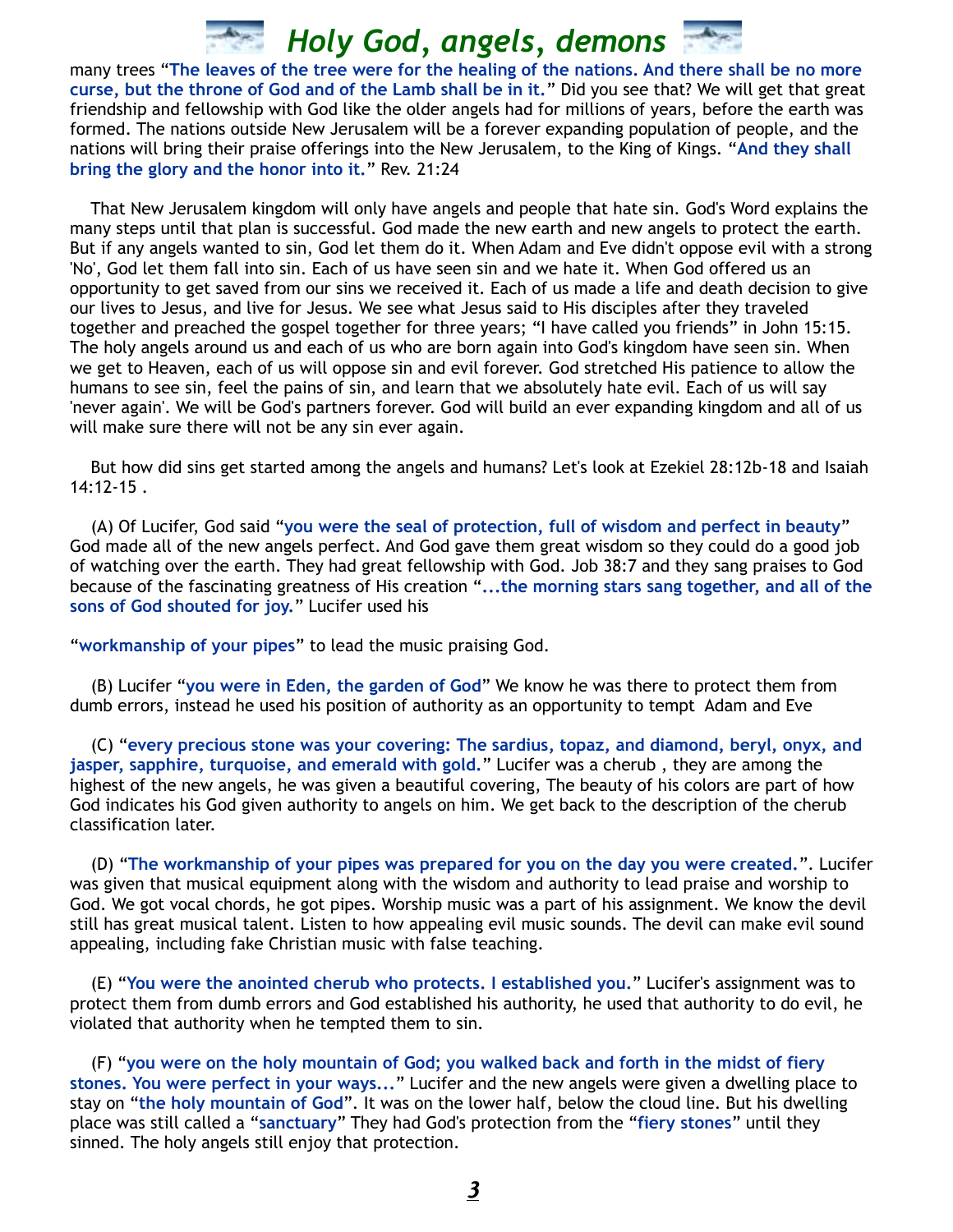many trees "**The leaves of the tree were for the healing of the nations. And there shall be no more curse, but the throne of God and of the Lamb shall be in it.**" Did you see that? We will get that great friendship and fellowship with God like the older angels had for millions of years, before the earth was formed. The nations outside New Jerusalem will be a forever expanding population of people, and the nations will bring their praise offerings into the New Jerusalem, to the King of Kings. "**And they shall bring the glory and the honor into it.**" Rev. 21:24

That New Jerusalem kingdom will only have angels and people that hate sin. God's Word explains the many steps until that plan is successful. God made the new earth and new angels to protect the earth. But if any angels wanted to sin, God let them do it. When Adam and Eve didn't oppose evil with a strong 'No', God let them fall into sin. Each of us have seen sin and we hate it. When God offered us an opportunity to get saved from our sins we received it. Each of us made a life and death decision to give our lives to Jesus, and live for Jesus. We see what Jesus said to His disciples after they traveled together and preached the gospel together for three years; "I have called you friends" in John 15:15. The holy angels around us and each of us who are born again into God's kingdom have seen sin. When we get to Heaven, each of us will oppose sin and evil forever. God stretched His patience to allow the humans to see sin, feel the pains of sin, and learn that we absolutely hate evil. Each of us will say 'never again'. We will be God's partners forever. God will build an ever expanding kingdom and all of us will make sure there will not be any sin ever again.

But how did sins get started among the angels and humans? Let's look at Ezekiel 28:12b-18 and Isaiah 14:12-15 .

(A) Of Lucifer, God said "**you were the seal of protection, full of wisdom and perfect in beauty**" God made all of the new angels perfect. And God gave them great wisdom so they could do a good job of watching over the earth. They had great fellowship with God. Job 38:7 and they sang praises to God because of the fascinating greatness of His creation "**...the morning stars sang together, and all of the sons of God shouted for joy.**" Lucifer used his

"**workmanship of your pipes**" to lead the music praising God.

(B) Lucifer "**you were in Eden, the garden of God**" We know he was there to protect them from dumb errors, instead he used his position of authority as an opportunity to tempt Adam and Eve

(C) "**every precious stone was your covering: The sardius, topaz, and diamond, beryl, onyx, and jasper, sapphire, turquoise, and emerald with gold.**" Lucifer was a cherub , they are among the highest of the new angels, he was given a beautiful covering, The beauty of his colors are part of how God indicates his God given authority to angels on him. We get back to the description of the cherub classification later.

(D) "**The workmanship of your pipes was prepared for you on the day you were created.**". Lucifer was given that musical equipment along with the wisdom and authority to lead praise and worship to God. We got vocal chords, he got pipes. Worship music was a part of his assignment. We know the devil still has great musical talent. Listen to how appealing evil music sounds. The devil can make evil sound appealing, including fake Christian music with false teaching.

(E) "**You were the anointed cherub who protects. I established you.**" Lucifer's assignment was to protect them from dumb errors and God established his authority, he used that authority to do evil, he violated that authority when he tempted them to sin.

(F) "**you were on the holy mountain of God; you walked back and forth in the midst of fiery stones. You were perfect in your ways...**" Lucifer and the new angels were given a dwelling place to stay on "**the holy mountain of God**". It was on the lower half, below the cloud line. But his dwelling place was still called a "**sanctuary**" They had God's protection from the "**fiery stones**" until they sinned. The holy angels still enjoy that protection.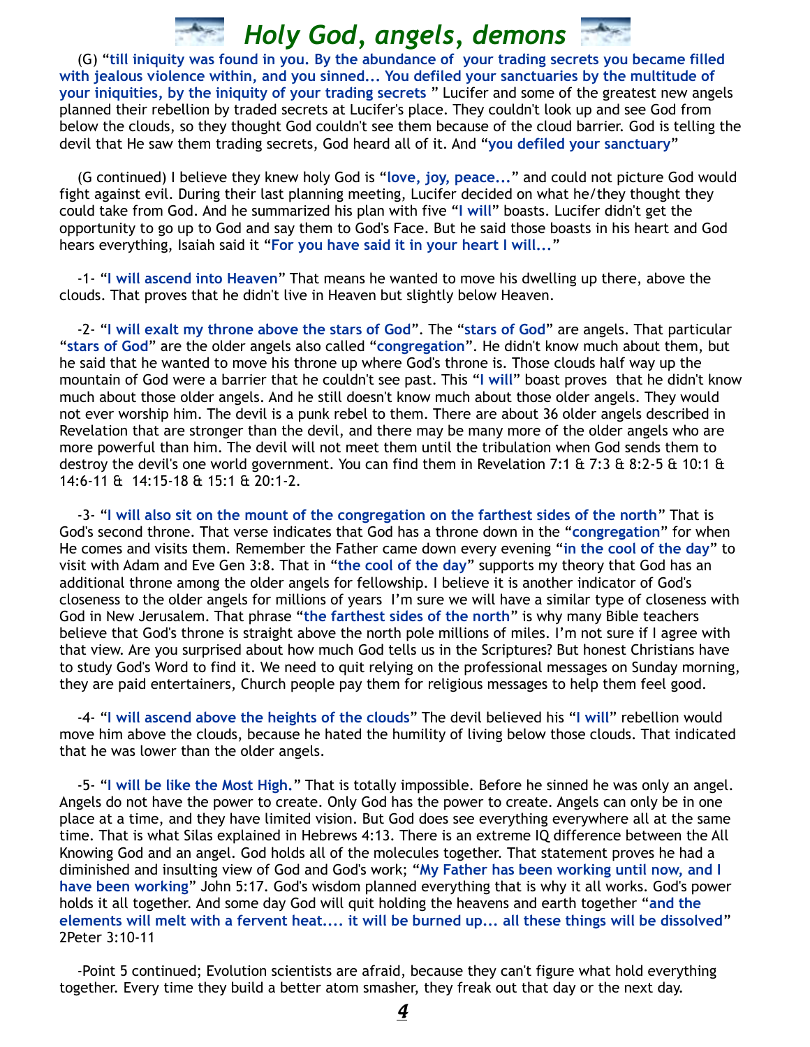# Holy God, angels, demons

(G) "**till iniquity was found in you. By the abundance of your trading secrets you became filled with jealous violence within, and you sinned... You defiled your sanctuaries by the multitude of your iniquities, by the iniquity of your trading secrets** " Lucifer and some of the greatest new angels planned their rebellion by traded secrets at Lucifer's place. They couldn't look up and see God from below the clouds, so they thought God couldn't see them because of the cloud barrier. God is telling the devil that He saw them trading secrets, God heard all of it. And "**you defiled your sanctuary**"

(G continued) I believe they knew holy God is "**love, joy, peace...**" and could not picture God would fight against evil. During their last planning meeting, Lucifer decided on what he/they thought they could take from God. And he summarized his plan with five "**I will**" boasts. Lucifer didn't get the opportunity to go up to God and say them to God's Face. But he said those boasts in his heart and God hears everything, Isaiah said it "**For you have said it in your heart I will...**"

-1- "**I will ascend into Heaven**" That means he wanted to move his dwelling up there, above the clouds. That proves that he didn't live in Heaven but slightly below Heaven.

-2- "**I will exalt my throne above the stars of God**". The "**stars of God**" are angels. That particular "**stars of God**" are the older angels also called "**congregation**". He didn't know much about them, but he said that he wanted to move his throne up where God's throne is. Those clouds half way up the mountain of God were a barrier that he couldn't see past. This "**I will**" boast proves that he didn't know much about those older angels. And he still doesn't know much about those older angels. They would not ever worship him. The devil is a punk rebel to them. There are about 36 older angels described in Revelation that are stronger than the devil, and there may be many more of the older angels who are more powerful than him. The devil will not meet them until the tribulation when God sends them to destroy the devil's one world government. You can find them in Revelation 7:1 & 7:3 & 8:2-5 & 10:1 & 14:6-11 & 14:15-18 & 15:1 & 20:1-2.

-3- "**I will also sit on the mount of the congregation on the farthest sides of the north**" That is God's second throne. That verse indicates that God has a throne down in the "**congregation**" for when He comes and visits them. Remember the Father came down every evening "**in the cool of the day**" to visit with Adam and Eve Gen 3:8. That in "**the cool of the day**" supports my theory that God has an additional throne among the older angels for fellowship. I believe it is another indicator of God's closeness to the older angels for millions of years I'm sure we will have a similar type of closeness with God in New Jerusalem. That phrase "**the farthest sides of the north**" is why many Bible teachers believe that God's throne is straight above the north pole millions of miles. I'm not sure if I agree with that view. Are you surprised about how much God tells us in the Scriptures? But honest Christians have to study God's Word to find it. We need to quit relying on the professional messages on Sunday morning, they are paid entertainers, Church people pay them for religious messages to help them feel good.

-4- "**I will ascend above the heights of the clouds**" The devil believed his "**I will**" rebellion would move him above the clouds, because he hated the humility of living below those clouds. That indicated that he was lower than the older angels.

-5- "**I will be like the Most High.**" That is totally impossible. Before he sinned he was only an angel. Angels do not have the power to create. Only God has the power to create. Angels can only be in one place at a time, and they have limited vision. But God does see everything everywhere all at the same time. That is what Silas explained in Hebrews 4:13. There is an extreme IQ difference between the All Knowing God and an angel. God holds all of the molecules together. That statement proves he had a diminished and insulting view of God and God's work; "**My Father has been working until now, and I have been working**" John 5:17. God's wisdom planned everything that is why it all works. God's power holds it all together. And some day God will quit holding the heavens and earth together "**and the elements will melt with a fervent heat.... it will be burned up... all these things will be dissolved**" 2Peter 3:10-11

-Point 5 continued; Evolution scientists are afraid, because they can't figure what hold everything together. Every time they build a better atom smasher, they freak out that day or the next day.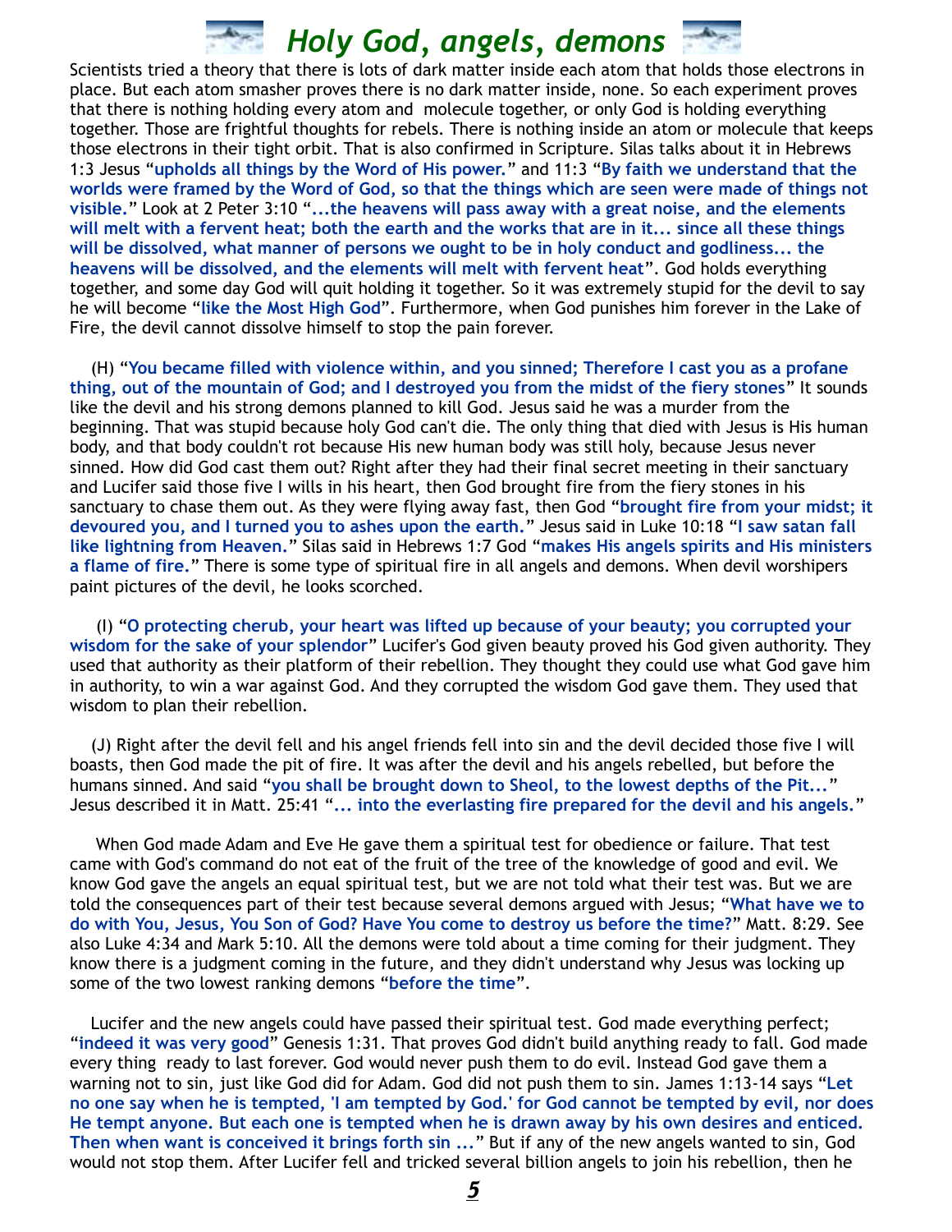# *Holy God, angels, demons*

Scientists tried a theory that there is lots of dark matter inside each atom that holds those electrons in place. But each atom smasher proves there is no dark matter inside, none. So each experiment proves that there is nothing holding every atom and molecule together, or only God is holding everything together. Those are frightful thoughts for rebels. There is nothing inside an atom or molecule that keeps those electrons in their tight orbit. That is also confirmed in Scripture. Silas talks about it in Hebrews 1:3 Jesus "**upholds all things by the Word of His power.**" and 11:3 "**By faith we understand that the worlds were framed by the Word of God, so that the things which are seen were made of things not visible.**" Look at 2 Peter 3:10 "**...the heavens will pass away with a great noise, and the elements will melt with a fervent heat; both the earth and the works that are in it... since all these things will be dissolved, what manner of persons we ought to be in holy conduct and godliness... the heavens will be dissolved, and the elements will melt with fervent heat**". God holds everything together, and some day God will quit holding it together. So it was extremely stupid for the devil to say he will become "**like the Most High God**". Furthermore, when God punishes him forever in the Lake of Fire, the devil cannot dissolve himself to stop the pain forever.

(H) "**You became filled with violence within, and you sinned; Therefore I cast you as a profane thing, out of the mountain of God; and I destroyed you from the midst of the fiery stones**" It sounds like the devil and his strong demons planned to kill God. Jesus said he was a murder from the beginning. That was stupid because holy God can't die. The only thing that died with Jesus is His human body, and that body couldn't rot because His new human body was still holy, because Jesus never sinned. How did God cast them out? Right after they had their final secret meeting in their sanctuary and Lucifer said those five I wills in his heart, then God brought fire from the fiery stones in his sanctuary to chase them out. As they were flying away fast, then God "**brought fire from your midst; it devoured you, and I turned you to ashes upon the earth.**" Jesus said in Luke 10:18 "**I saw satan fall like lightning from Heaven.**" Silas said in Hebrews 1:7 God "**makes His angels spirits and His ministers a flame of fire.**" There is some type of spiritual fire in all angels and demons. When devil worshipers paint pictures of the devil, he looks scorched.

(I) "**O protecting cherub, your heart was lifted up because of your beauty; you corrupted your wisdom for the sake of your splendor**" Lucifer's God given beauty proved his God given authority. They used that authority as their platform of their rebellion. They thought they could use what God gave him in authority, to win a war against God. And they corrupted the wisdom God gave them. They used that wisdom to plan their rebellion.

(J) Right after the devil fell and his angel friends fell into sin and the devil decided those five I will boasts, then God made the pit of fire. It was after the devil and his angels rebelled, but before the humans sinned. And said "**you shall be brought down to Sheol, to the lowest depths of the Pit...**" Jesus described it in Matt. 25:41 "**... into the everlasting fire prepared for the devil and his angels.**"

When God made Adam and Eve He gave them a spiritual test for obedience or failure. That test came with God's command do not eat of the fruit of the tree of the knowledge of good and evil. We know God gave the angels an equal spiritual test, but we are not told what their test was. But we are told the consequences part of their test because several demons argued with Jesus; "**What have we to do with You, Jesus, You Son of God? Have You come to destroy us before the time?**" Matt. 8:29. See also Luke 4:34 and Mark 5:10. All the demons were told about a time coming for their judgment. They know there is a judgment coming in the future, and they didn't understand why Jesus was locking up some of the two lowest ranking demons "**before the time**".

Lucifer and the new angels could have passed their spiritual test. God made everything perfect; "**indeed it was very good**" Genesis 1:31. That proves God didn't build anything ready to fall. God made every thing ready to last forever. God would never push them to do evil. Instead God gave them a warning not to sin, just like God did for Adam. God did not push them to sin. James 1:13-14 says "**Let no one say when he is tempted, 'I am tempted by God.' for God cannot be tempted by evil, nor does He tempt anyone. But each one is tempted when he is drawn away by his own desires and enticed. Then when want is conceived it brings forth sin ...**" But if any of the new angels wanted to sin, God would not stop them. After Lucifer fell and tricked several billion angels to join his rebellion, then he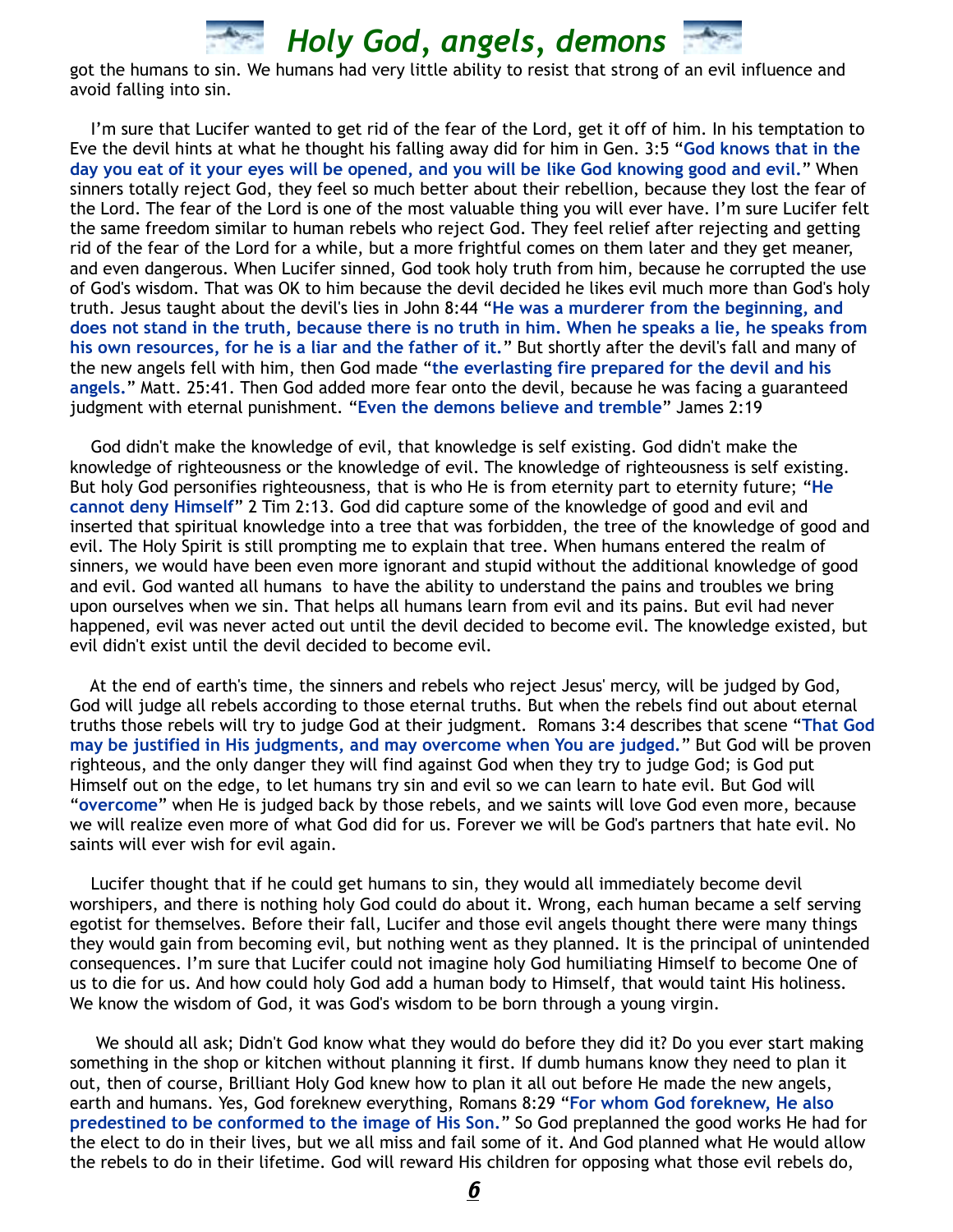got the humans to sin. We humans had very little ability to resist that strong of an evil influence and avoid falling into sin.

I'm sure that Lucifer wanted to get rid of the fear of the Lord, get it off of him. In his temptation to Eve the devil hints at what he thought his falling away did for him in Gen. 3:5 "**God knows that in the day you eat of it your eyes will be opened, and you will be like God knowing good and evil.**" When sinners totally reject God, they feel so much better about their rebellion, because they lost the fear of the Lord. The fear of the Lord is one of the most valuable thing you will ever have. I'm sure Lucifer felt the same freedom similar to human rebels who reject God. They feel relief after rejecting and getting rid of the fear of the Lord for a while, but a more frightful comes on them later and they get meaner, and even dangerous. When Lucifer sinned, God took holy truth from him, because he corrupted the use of God's wisdom. That was OK to him because the devil decided he likes evil much more than God's holy truth. Jesus taught about the devil's lies in John 8:44 "**He was a murderer from the beginning, and does not stand in the truth, because there is no truth in him. When he speaks a lie, he speaks from his own resources, for he is a liar and the father of it.**" But shortly after the devil's fall and many of the new angels fell with him, then God made "**the everlasting fire prepared for the devil and his angels.**" Matt. 25:41. Then God added more fear onto the devil, because he was facing a guaranteed judgment with eternal punishment. "**Even the demons believe and tremble**" James 2:19

God didn't make the knowledge of evil, that knowledge is self existing. God didn't make the knowledge of righteousness or the knowledge of evil. The knowledge of righteousness is self existing. But holy God personifies righteousness, that is who He is from eternity part to eternity future; "**He cannot deny Himself**" 2 Tim 2:13. God did capture some of the knowledge of good and evil and inserted that spiritual knowledge into a tree that was forbidden, the tree of the knowledge of good and evil. The Holy Spirit is still prompting me to explain that tree. When humans entered the realm of sinners, we would have been even more ignorant and stupid without the additional knowledge of good and evil. God wanted all humans to have the ability to understand the pains and troubles we bring upon ourselves when we sin. That helps all humans learn from evil and its pains. But evil had never happened, evil was never acted out until the devil decided to become evil. The knowledge existed, but evil didn't exist until the devil decided to become evil.

At the end of earth's time, the sinners and rebels who reject Jesus' mercy, will be judged by God, God will judge all rebels according to those eternal truths. But when the rebels find out about eternal truths those rebels will try to judge God at their judgment. Romans 3:4 describes that scene "**That God may be justified in His judgments, and may overcome when You are judged.**" But God will be proven righteous, and the only danger they will find against God when they try to judge God; is God put Himself out on the edge, to let humans try sin and evil so we can learn to hate evil. But God will "**overcome**" when He is judged back by those rebels, and we saints will love God even more, because we will realize even more of what God did for us. Forever we will be God's partners that hate evil. No saints will ever wish for evil again.

Lucifer thought that if he could get humans to sin, they would all immediately become devil worshipers, and there is nothing holy God could do about it. Wrong, each human became a self serving egotist for themselves. Before their fall, Lucifer and those evil angels thought there were many things they would gain from becoming evil, but nothing went as they planned. It is the principal of unintended consequences. I'm sure that Lucifer could not imagine holy God humiliating Himself to become One of us to die for us. And how could holy God add a human body to Himself, that would taint His holiness. We know the wisdom of God, it was God's wisdom to be born through a young virgin.

We should all ask; Didn't God know what they would do before they did it? Do you ever start making something in the shop or kitchen without planning it first. If dumb humans know they need to plan it out, then of course, Brilliant Holy God knew how to plan it all out before He made the new angels, earth and humans. Yes, God foreknew everything, Romans 8:29 "**For whom God foreknew, He also predestined to be conformed to the image of His Son.**" So God preplanned the good works He had for the elect to do in their lives, but we all miss and fail some of it. And God planned what He would allow the rebels to do in their lifetime. God will reward His children for opposing what those evil rebels do,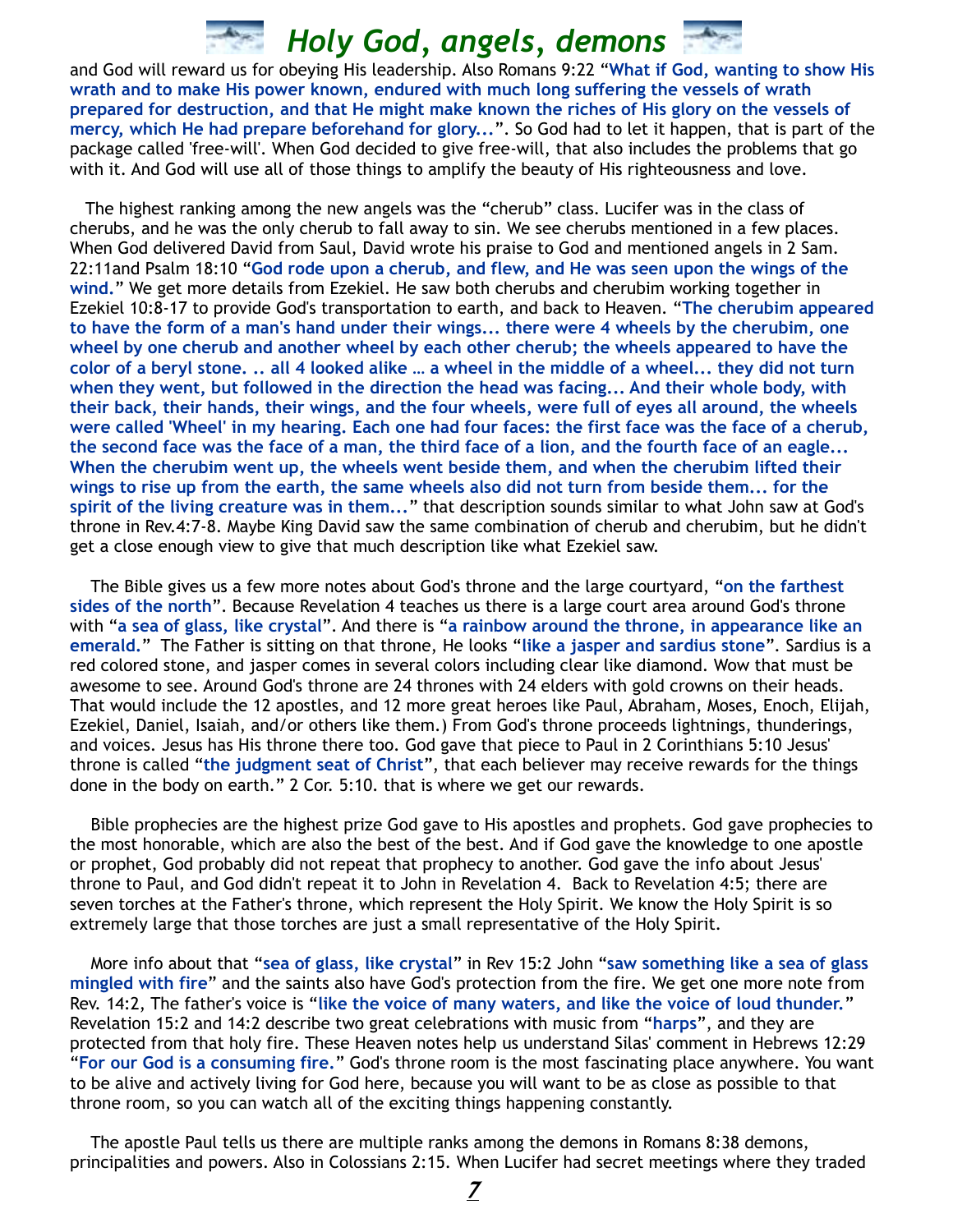and God will reward us for obeying His leadership. Also Romans 9:22 "**What if God, wanting to show His wrath and to make His power known, endured with much long suffering the vessels of wrath prepared for destruction, and that He might make known the riches of His glory on the vessels of mercy, which He had prepare beforehand for glory...**". So God had to let it happen, that is part of the package called 'free-will'. When God decided to give free-will, that also includes the problems that go with it. And God will use all of those things to amplify the beauty of His righteousness and love.

The highest ranking among the new angels was the "cherub" class. Lucifer was in the class of cherubs, and he was the only cherub to fall away to sin. We see cherubs mentioned in a few places. When God delivered David from Saul, David wrote his praise to God and mentioned angels in 2 Sam. 22:11and Psalm 18:10 "**God rode upon a cherub, and flew, and He was seen upon the wings of the wind.**" We get more details from Ezekiel. He saw both cherubs and cherubim working together in Ezekiel 10:8-17 to provide God's transportation to earth, and back to Heaven. "**The cherubim appeared to have the form of a man's hand under their wings... there were 4 wheels by the cherubim, one wheel by one cherub and another wheel by each other cherub; the wheels appeared to have the color of a beryl stone. .. all 4 looked alike … a wheel in the middle of a wheel... they did not turn when they went, but followed in the direction the head was facing... And their whole body, with their back, their hands, their wings, and the four wheels, were full of eyes all around, the wheels were called 'Wheel' in my hearing. Each one had four faces: the first face was the face of a cherub, the second face was the face of a man, the third face of a lion, and the fourth face of an eagle... When the cherubim went up, the wheels went beside them, and when the cherubim lifted their wings to rise up from the earth, the same wheels also did not turn from beside them... for the spirit of the living creature was in them...**" that description sounds similar to what John saw at God's throne in Rev.4:7-8. Maybe King David saw the same combination of cherub and cherubim, but he didn't get a close enough view to give that much description like what Ezekiel saw.

The Bible gives us a few more notes about God's throne and the large courtyard, "**on the farthest sides of the north**". Because Revelation 4 teaches us there is a large court area around God's throne with "**a sea of glass, like crystal**". And there is "**a rainbow around the throne, in appearance like an emerald.**" The Father is sitting on that throne, He looks "**like a jasper and sardius stone**". Sardius is a red colored stone, and jasper comes in several colors including clear like diamond. Wow that must be awesome to see. Around God's throne are 24 thrones with 24 elders with gold crowns on their heads. That would include the 12 apostles, and 12 more great heroes like Paul, Abraham, Moses, Enoch, Elijah, Ezekiel, Daniel, Isaiah, and/or others like them.) From God's throne proceeds lightnings, thunderings, and voices. Jesus has His throne there too. God gave that piece to Paul in 2 Corinthians 5:10 Jesus' throne is called "**the judgment seat of Christ**", that each believer may receive rewards for the things done in the body on earth." 2 Cor. 5:10. that is where we get our rewards.

Bible prophecies are the highest prize God gave to His apostles and prophets. God gave prophecies to the most honorable, which are also the best of the best. And if God gave the knowledge to one apostle or prophet, God probably did not repeat that prophecy to another. God gave the info about Jesus' throne to Paul, and God didn't repeat it to John in Revelation 4. Back to Revelation 4:5; there are seven torches at the Father's throne, which represent the Holy Spirit. We know the Holy Spirit is so extremely large that those torches are just a small representative of the Holy Spirit.

More info about that "**sea of glass, like crystal**" in Rev 15:2 John "**saw something like a sea of glass mingled with fire**" and the saints also have God's protection from the fire. We get one more note from Rev. 14:2, The father's voice is "**like the voice of many waters, and like the voice of loud thunder.**" Revelation 15:2 and 14:2 describe two great celebrations with music from "**harps**", and they are protected from that holy fire. These Heaven notes help us understand Silas' comment in Hebrews 12:29 "**For our God is a consuming fire.**" God's throne room is the most fascinating place anywhere. You want to be alive and actively living for God here, because you will want to be as close as possible to that throne room, so you can watch all of the exciting things happening constantly.

The apostle Paul tells us there are multiple ranks among the demons in Romans 8:38 demons, principalities and powers. Also in Colossians 2:15. When Lucifer had secret meetings where they traded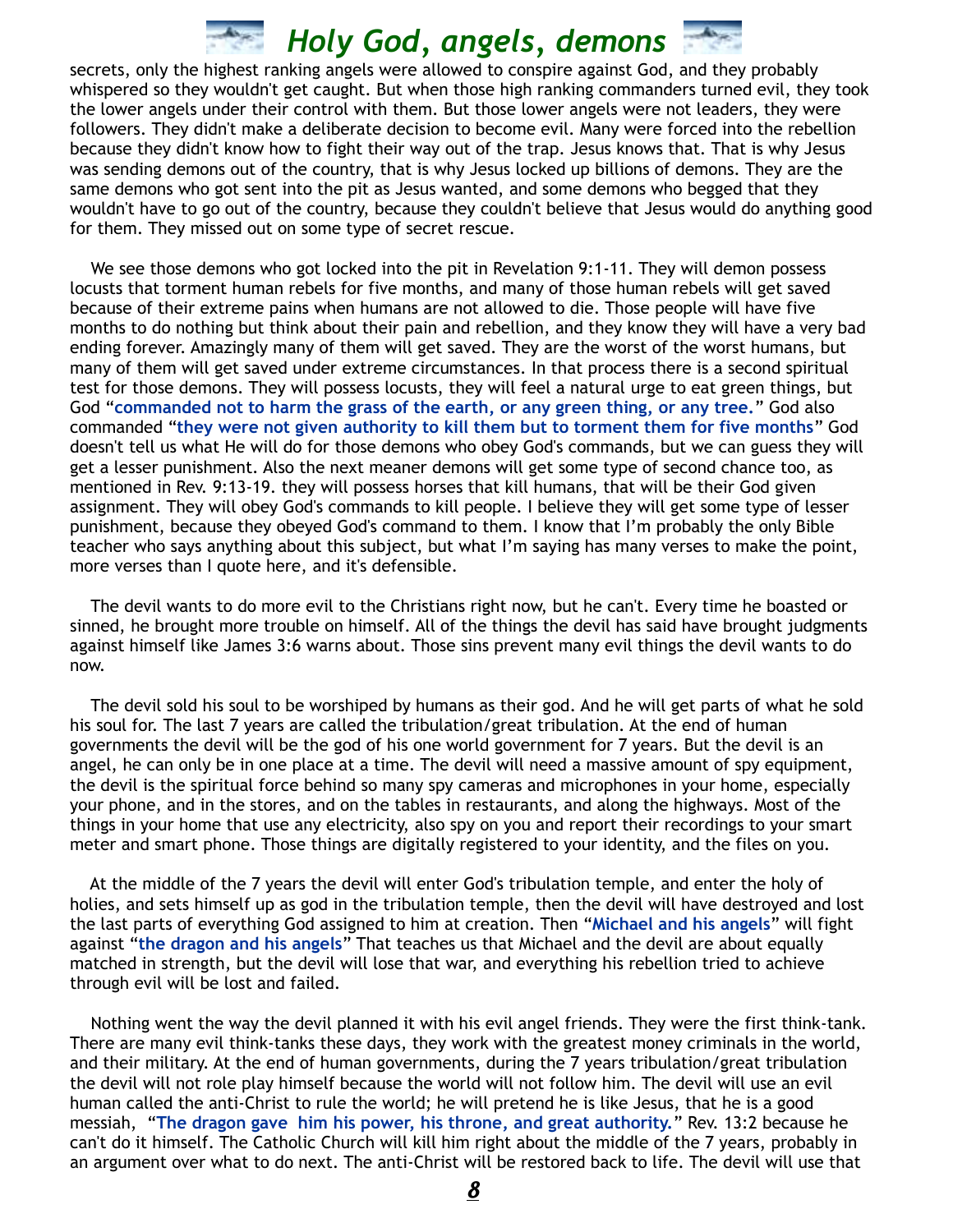secrets, only the highest ranking angels were allowed to conspire against God, and they probably whispered so they wouldn't get caught. But when those high ranking commanders turned evil, they took the lower angels under their control with them. But those lower angels were not leaders, they were followers. They didn't make a deliberate decision to become evil. Many were forced into the rebellion because they didn't know how to fight their way out of the trap. Jesus knows that. That is why Jesus was sending demons out of the country, that is why Jesus locked up billions of demons. They are the same demons who got sent into the pit as Jesus wanted, and some demons who begged that they wouldn't have to go out of the country, because they couldn't believe that Jesus would do anything good for them. They missed out on some type of secret rescue.

We see those demons who got locked into the pit in Revelation 9:1-11. They will demon possess locusts that torment human rebels for five months, and many of those human rebels will get saved because of their extreme pains when humans are not allowed to die. Those people will have five months to do nothing but think about their pain and rebellion, and they know they will have a very bad ending forever. Amazingly many of them will get saved. They are the worst of the worst humans, but many of them will get saved under extreme circumstances. In that process there is a second spiritual test for those demons. They will possess locusts, they will feel a natural urge to eat green things, but God "**commanded not to harm the grass of the earth, or any green thing, or any tree.**" God also commanded "**they were not given authority to kill them but to torment them for five months**" God doesn't tell us what He will do for those demons who obey God's commands, but we can guess they will get a lesser punishment. Also the next meaner demons will get some type of second chance too, as mentioned in Rev. 9:13-19. they will possess horses that kill humans, that will be their God given assignment. They will obey God's commands to kill people. I believe they will get some type of lesser punishment, because they obeyed God's command to them. I know that I'm probably the only Bible teacher who says anything about this subject, but what I'm saying has many verses to make the point, more verses than I quote here, and it's defensible.

The devil wants to do more evil to the Christians right now, but he can't. Every time he boasted or sinned, he brought more trouble on himself. All of the things the devil has said have brought judgments against himself like James 3:6 warns about. Those sins prevent many evil things the devil wants to do now.

The devil sold his soul to be worshiped by humans as their god. And he will get parts of what he sold his soul for. The last 7 years are called the tribulation/great tribulation. At the end of human governments the devil will be the god of his one world government for 7 years. But the devil is an angel, he can only be in one place at a time. The devil will need a massive amount of spy equipment, the devil is the spiritual force behind so many spy cameras and microphones in your home, especially your phone, and in the stores, and on the tables in restaurants, and along the highways. Most of the things in your home that use any electricity, also spy on you and report their recordings to your smart meter and smart phone. Those things are digitally registered to your identity, and the files on you.

At the middle of the 7 years the devil will enter God's tribulation temple, and enter the holy of holies, and sets himself up as god in the tribulation temple, then the devil will have destroyed and lost the last parts of everything God assigned to him at creation. Then "**Michael and his angels**" will fight against "**the dragon and his angels**" That teaches us that Michael and the devil are about equally matched in strength, but the devil will lose that war, and everything his rebellion tried to achieve through evil will be lost and failed.

Nothing went the way the devil planned it with his evil angel friends. They were the first think-tank. There are many evil think-tanks these days, they work with the greatest money criminals in the world, and their military. At the end of human governments, during the 7 years tribulation/great tribulation the devil will not role play himself because the world will not follow him. The devil will use an evil human called the anti-Christ to rule the world; he will pretend he is like Jesus, that he is a good messiah, "**The dragon gave him his power, his throne, and great authority.**" Rev. 13:2 because he can't do it himself. The Catholic Church will kill him right about the middle of the 7 years, probably in an argument over what to do next. The anti-Christ will be restored back to life. The devil will use that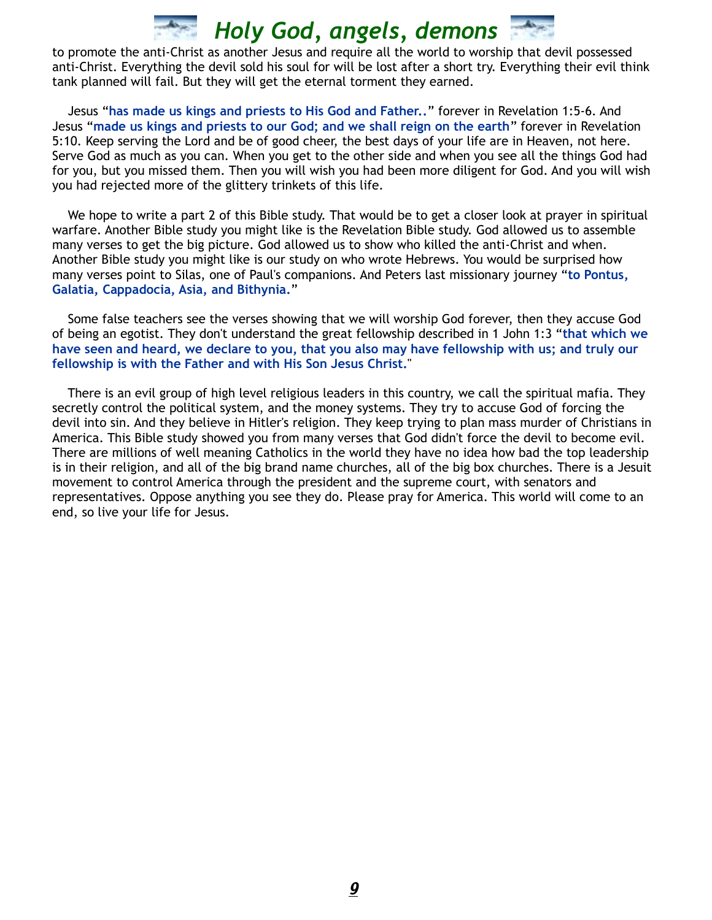to promote the anti-Christ as another Jesus and require all the world to worship that devil possessed anti-Christ. Everything the devil sold his soul for will be lost after a short try. Everything their evil think tank planned will fail. But they will get the eternal torment they earned.

Jesus "**has made us kings and priests to His God and Father..**" forever in Revelation 1:5-6. And Jesus "**made us kings and priests to our God; and we shall reign on the earth**" forever in Revelation 5:10. Keep serving the Lord and be of good cheer, the best days of your life are in Heaven, not here. Serve God as much as you can. When you get to the other side and when you see all the things God had for you, but you missed them. Then you will wish you had been more diligent for God. And you will wish you had rejected more of the glittery trinkets of this life.

We hope to write a part 2 of this Bible study. That would be to get a closer look at prayer in spiritual warfare. Another Bible study you might like is the Revelation Bible study. God allowed us to assemble many verses to get the big picture. God allowed us to show who killed the anti-Christ and when. Another Bible study you might like is our study on who wrote Hebrews. You would be surprised how many verses point to Silas, one of Paul's companions. And Peters last missionary journey "**to Pontus, Galatia, Cappadocia, Asia, and Bithynia.**"

Some false teachers see the verses showing that we will worship God forever, then they accuse God of being an egotist. They don't understand the great fellowship described in 1 John 1:3 "**that which we have seen and heard, we declare to you, that you also may have fellowship with us; and truly our fellowship is with the Father and with His Son Jesus Christ.**"

There is an evil group of high level religious leaders in this country, we call the spiritual mafia. They secretly control the political system, and the money systems. They try to accuse God of forcing the devil into sin. And they believe in Hitler's religion. They keep trying to plan mass murder of Christians in America. This Bible study showed you from many verses that God didn't force the devil to become evil. There are millions of well meaning Catholics in the world they have no idea how bad the top leadership is in their religion, and all of the big brand name churches, all of the big box churches. There is a Jesuit movement to control America through the president and the supreme court, with senators and representatives. Oppose anything you see they do. Please pray for America. This world will come to an end, so live your life for Jesus.